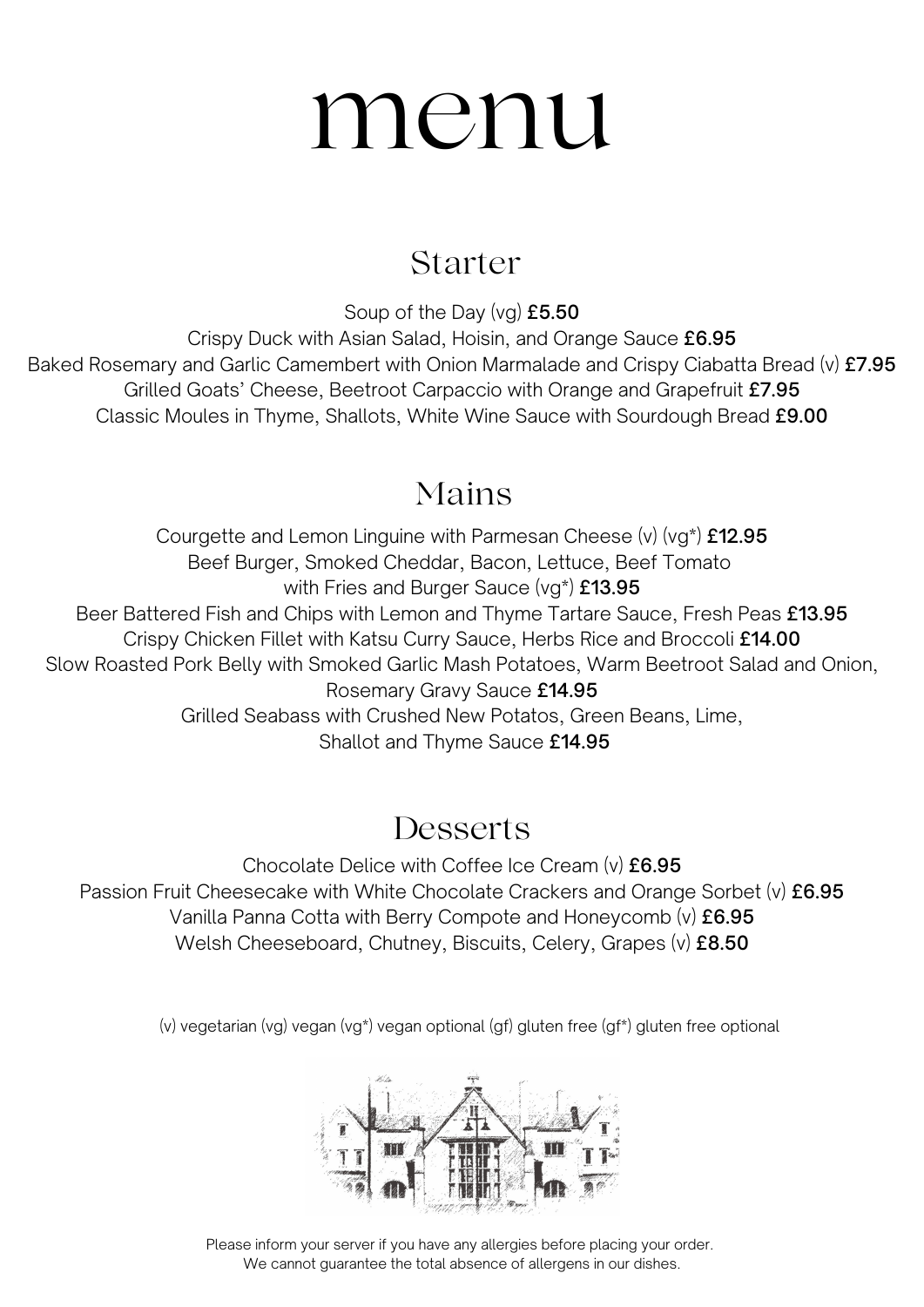# menu

## Starter

Soup of the Day (vg) **£5.50**
Crispy Duck with Asian Salad, Hoisin, and Orange Sauce **£6.95**
Baked Rosemary and Garlic Camembert with Onion Marmalade and Crispy Ciabatta Bread (v) **£7.95**
Grilled Goats' Cheese, Beetroot Carpaccio with Orange and Grapefruit **£7.95**
Classic Moules in Thyme, Shallots, White Wine Sauce with Sourdough Bread **£9.00**

## Mains

Courgette and Lemon Linguine with Parmesan Cheese (v) (vg*) **£12.95**
Beef Burger, Smoked Cheddar, Bacon, Lettuce, Beef Tomato with Fries and Burger Sauce (vg*) **£13.95**
Beer Battered Fish and Chips with Lemon and Thyme Tartare Sauce, Fresh Peas **£13.95**
Crispy Chicken Fillet with Katsu Curry Sauce, Herbs Rice and Broccoli **£14.00**
Slow Roasted Pork Belly with Smoked Garlic Mash Potatoes, Warm Beetroot Salad and Onion, Rosemary Gravy Sauce **£14.95**
Grilled Seabass with Crushed New Potatos, Green Beans, Lime, Shallot and Thyme Sauce **£14.95**

## Desserts

Chocolate Delice with Coffee Ice Cream (v) **£6.95**
Passion Fruit Cheesecake with White Chocolate Crackers and Orange Sorbet (v) **£6.95**
Vanilla Panna Cotta with Berry Compote and Honeycomb (v) **£6.95**
Welsh Cheeseboard, Chutney, Biscuits, Celery, Grapes (v) **£8.50**

(v) vegetarian (vg) vegan (vg*) vegan optional (gf) gluten free (gf*) gluten free optional

Please inform your server if you have any allergies before placing your order.
We cannot guarantee the total absence of allergens in our dishes.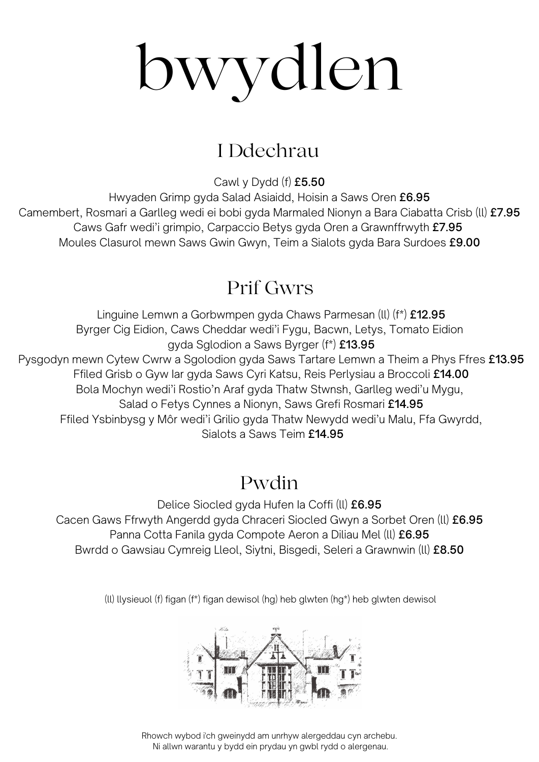# bwydlen

## I Ddechrau

Cawl y Dydd (f) **£5.50**
Hwyaden Grimp gyda Salad Asiaidd, Hoisin a Saws Oren **£6.95**
Camembert, Rosmari a Garlleg wedi ei bobi gyda Marmaled Nionyn a Bara Ciabatta Crisb (ll) **£7.95**
Caws Gafr wedi'i grimpio, Carpaccio Betys gyda Oren a Grawnffrwyth **£7.95**
Moules Clasurol mewn Saws Gwin Gwyn, Teim a Sialots gyda Bara Surdoes **£9.00**

## Prif Gwrs

Linguine Lemwn a Gorbwmpen gyda Chaws Parmesan (ll) (f*) **£12.95**
Byrger Cig Eidion, Caws Cheddar wedi'i Fygu, Bacwn, Letys, Tomato Eidion gyda Sglodion a Saws Byrger (f*) **£13.95**
Pysgodyn mewn Cytew Cwrw a Sgolodion gyda Saws Tartare Lemwn a Theim a Phys Ffres **£13.95**
Ffiled Grisb o Gyw Iar gyda Saws Cyri Katsu, Reis Perlysiau a Broccoli **£14.00**
Bola Mochyn wedi'i Rostio'n Araf gyda Thatw Stwnsh, Garlleg wedi'u Mygu, Salad o Fetys Cynnes a Nionyn, Saws Grefi Rosmari **£14.95**
Ffiled Ysbinbysg y Môr wedi'i Grilio gyda Thatw Newydd wedi'u Malu, Ffa Gwyrdd, Sialots a Saws Teim **£14.95**

## Pwdin

Delice Siocled gyda Hufen Ia Coffi (ll) **£6.95**
Cacen Gaws Ffrwyth Angerdd gyda Chraceri Siocled Gwyn a Sorbet Oren (ll) **£6.95**
Panna Cotta Fanila gyda Compote Aeron a Diliau Mel (ll) **£6.95**
Bwrdd o Gawsiau Cymreig Lleol, Siytni, Bisgedi, Seleri a Grawnwin (ll) **£8.50**

(ll) llysieuol (f) figan (f*) figan dewisol (hg) heb glwten (hg*) heb glwten dewisol

Rhowch wybod i'ch gweinydd am unrhyw alergeddau cyn archebu.
Ni allwn warantu y bydd ein prydau yn gwbl rydd o alergenau.